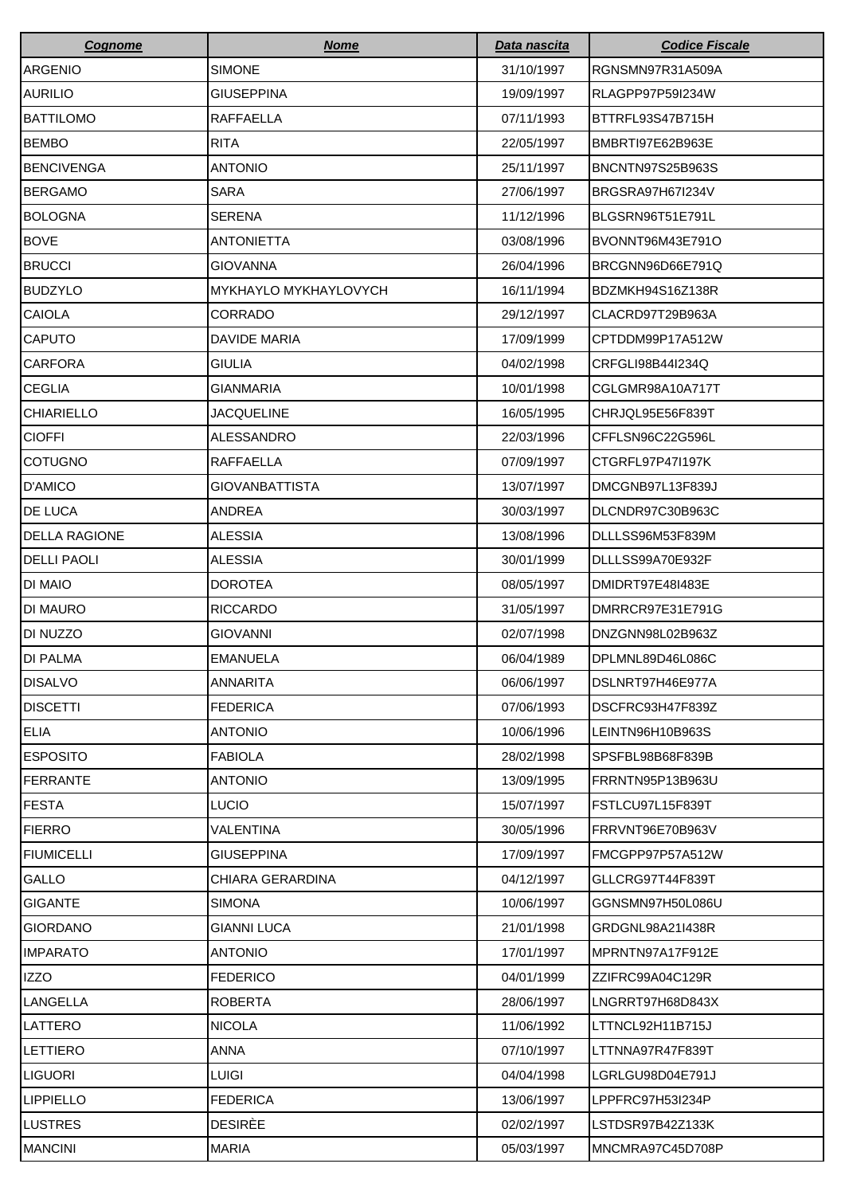| Cognome | Nome | Data nascita | Codice Fiscale |
|---|---|---|---|
| ARGENIO | SIMONE | 31/10/1997 | RGNSMN97R31A509A |
| AURILIO | GIUSEPPINA | 19/09/1997 | RLAGPP97P59I234W |
| BATTILOMO | RAFFAELLA | 07/11/1993 | BTTRFL93S47B715H |
| BEMBO | RITA | 22/05/1997 | BMBRTI97E62B963E |
| BENCIVENGA | ANTONIO | 25/11/1997 | BNCNTN97S25B963S |
| BERGAMO | SARA | 27/06/1997 | BRGSRA97H67I234V |
| BOLOGNA | SERENA | 11/12/1996 | BLGSRN96T51E791L |
| BOVE | ANTONIETTA | 03/08/1996 | BVONNT96M43E791O |
| BRUCCI | GIOVANNA | 26/04/1996 | BRCGNN96D66E791Q |
| BUDZYLO | MYKHAYLO MYKHAYLOVYCH | 16/11/1994 | BDZMKH94S16Z138R |
| CAIOLA | CORRADO | 29/12/1997 | CLACRD97T29B963A |
| CAPUTO | DAVIDE MARIA | 17/09/1999 | CPTDDM99P17A512W |
| CARFORA | GIULIA | 04/02/1998 | CRFGLI98B44I234Q |
| CEGLIA | GIANMARIA | 10/01/1998 | CGLGMR98A10A717T |
| CHIARIELLO | JACQUELINE | 16/05/1995 | CHRJQL95E56F839T |
| CIOFFI | ALESSANDRO | 22/03/1996 | CFFLSN96C22G596L |
| COTUGNO | RAFFAELLA | 07/09/1997 | CTGRFL97P47I197K |
| D'AMICO | GIOVANBATTISTA | 13/07/1997 | DMCGNB97L13F839J |
| DE LUCA | ANDREA | 30/03/1997 | DLCNDR97C30B963C |
| DELLA RAGIONE | ALESSIA | 13/08/1996 | DLLLSS96M53F839M |
| DELLI PAOLI | ALESSIA | 30/01/1999 | DLLLSS99A70E932F |
| DI MAIO | DOROTEA | 08/05/1997 | DMIDRT97E48I483E |
| DI MAURO | RICCARDO | 31/05/1997 | DMRRCR97E31E791G |
| DI NUZZO | GIOVANNI | 02/07/1998 | DNZGNN98L02B963Z |
| DI PALMA | EMANUELA | 06/04/1989 | DPLMNL89D46L086C |
| DISALVO | ANNARITA | 06/06/1997 | DSLNRT97H46E977A |
| DISCETTI | FEDERICA | 07/06/1993 | DSCFRC93H47F839Z |
| ELIA | ANTONIO | 10/06/1996 | LEINTN96H10B963S |
| ESPOSITO | FABIOLA | 28/02/1998 | SPSFBL98B68F839B |
| FERRANTE | ANTONIO | 13/09/1995 | FRRNTN95P13B963U |
| FESTA | LUCIO | 15/07/1997 | FSTLCU97L15F839T |
| FIERRO | VALENTINA | 30/05/1996 | FRRVNT96E70B963V |
| FIUMICELLI | GIUSEPPINA | 17/09/1997 | FMCGPP97P57A512W |
| GALLO | CHIARA GERARDINA | 04/12/1997 | GLLCRG97T44F839T |
| GIGANTE | SIMONA | 10/06/1997 | GGNSMN97H50L086U |
| GIORDANO | GIANNI LUCA | 21/01/1998 | GRDGNL98A21I438R |
| IMPARATO | ANTONIO | 17/01/1997 | MPRNTN97A17F912E |
| IZZO | FEDERICO | 04/01/1999 | ZZIFRC99A04C129R |
| LANGELLA | ROBERTA | 28/06/1997 | LNGRRT97H68D843X |
| LATTERO | NICOLA | 11/06/1992 | LTTNCL92H11B715J |
| LETTIERO | ANNA | 07/10/1997 | LTTNNA97R47F839T |
| LIGUORI | LUIGI | 04/04/1998 | LGRLGU98D04E791J |
| LIPPIELLO | FEDERICA | 13/06/1997 | LPPFRC97H53I234P |
| LUSTRES | DESIRÈE | 02/02/1997 | LSTDSR97B42Z133K |
| MANCINI | MARIA | 05/03/1997 | MNCMRA97C45D708P |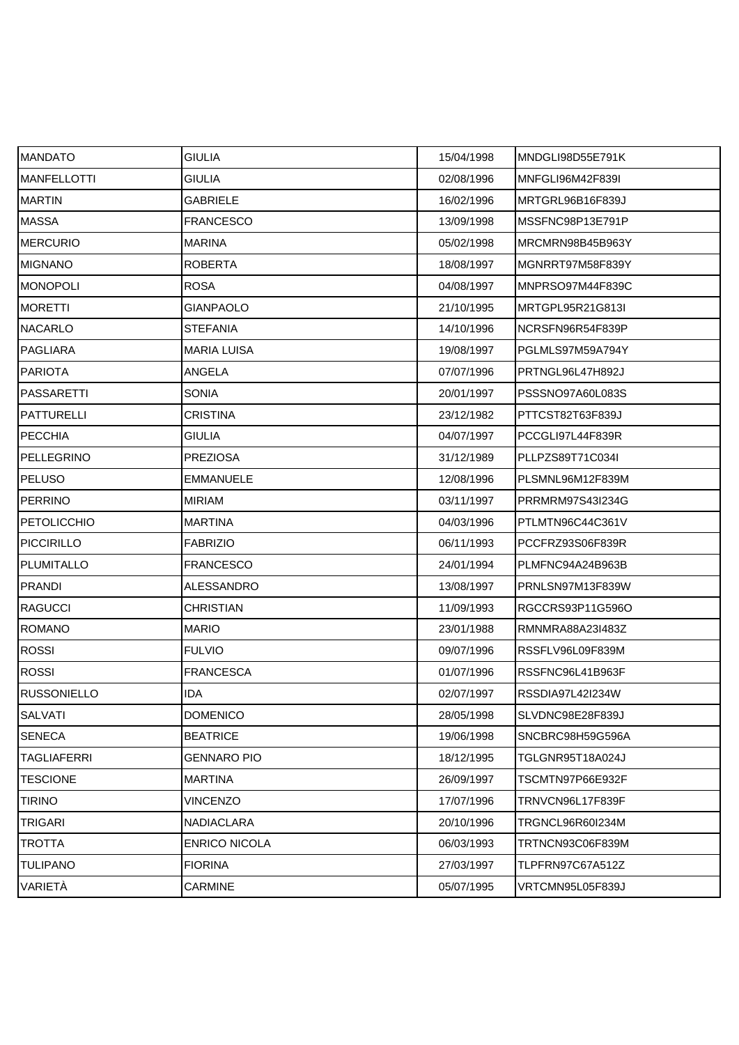| | | | |
|---|---|---|---|
| MANDATO | GIULIA | 15/04/1998 | MNDGLI98D55E791K |
| MANFELLOTTI | GIULIA | 02/08/1996 | MNFGLI96M42F839I |
| MARTIN | GABRIELE | 16/02/1996 | MRTGRL96B16F839J |
| MASSA | FRANCESCO | 13/09/1998 | MSSFNC98P13E791P |
| MERCURIO | MARINA | 05/02/1998 | MRCMRN98B45B963Y |
| MIGNANO | ROBERTA | 18/08/1997 | MGNRRT97M58F839Y |
| MONOPOLI | ROSA | 04/08/1997 | MNPRSO97M44F839C |
| MORETTI | GIANPAOLO | 21/10/1995 | MRTGPL95R21G813I |
| NACARLO | STEFANIA | 14/10/1996 | NCRSFN96R54F839P |
| PAGLIARA | MARIA LUISA | 19/08/1997 | PGLMLS97M59A794Y |
| PARIOTA | ANGELA | 07/07/1996 | PRTNGL96L47H892J |
| PASSARETTI | SONIA | 20/01/1997 | PSSSNO97A60L083S |
| PATTURELLI | CRISTINA | 23/12/1982 | PTTCST82T63F839J |
| PECCHIA | GIULIA | 04/07/1997 | PCCGLI97L44F839R |
| PELLEGRINO | PREZIOSA | 31/12/1989 | PLLPZS89T71C034I |
| PELUSO | EMMANUELE | 12/08/1996 | PLSMNL96M12F839M |
| PERRINO | MIRIAM | 03/11/1997 | PRRMRM97S43I234G |
| PETOLICCHIO | MARTINA | 04/03/1996 | PTLMTN96C44C361V |
| PICCIRILLO | FABRIZIO | 06/11/1993 | PCCFRZ93S06F839R |
| PLUMITALLO | FRANCESCO | 24/01/1994 | PLMFNC94A24B963B |
| PRANDI | ALESSANDRO | 13/08/1997 | PRNLSN97M13F839W |
| RAGUCCI | CHRISTIAN | 11/09/1993 | RGCCRS93P11G596O |
| ROMANO | MARIO | 23/01/1988 | RMNMRA88A23I483Z |
| ROSSI | FULVIO | 09/07/1996 | RSSFLV96L09F839M |
| ROSSI | FRANCESCA | 01/07/1996 | RSSFNC96L41B963F |
| RUSSONIELLO | IDA | 02/07/1997 | RSSDIA97L42I234W |
| SALVATI | DOMENICO | 28/05/1998 | SLVDNC98E28F839J |
| SENECA | BEATRICE | 19/06/1998 | SNCBRC98H59G596A |
| TAGLIAFERRI | GENNARO PIO | 18/12/1995 | TGLGNR95T18A024J |
| TESCIONE | MARTINA | 26/09/1997 | TSCMTN97P66E932F |
| TIRINO | VINCENZO | 17/07/1996 | TRNVCN96L17F839F |
| TRIGARI | NADIACLARA | 20/10/1996 | TRGNCL96R60I234M |
| TROTTA | ENRICO NICOLA | 06/03/1993 | TRTNCN93C06F839M |
| TULIPANO | FIORINA | 27/03/1997 | TLPFRN97C67A512Z |
| VARIETÀ | CARMINE | 05/07/1995 | VRTCMN95L05F839J |